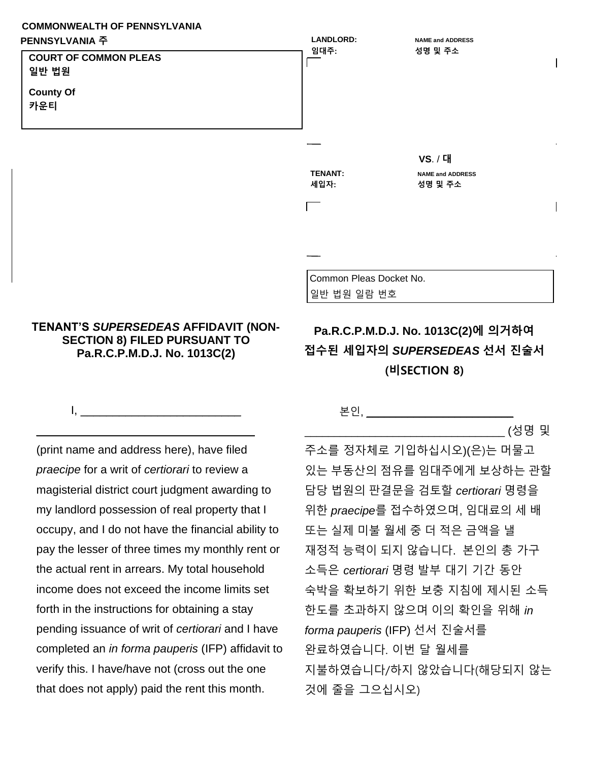**COMMONWEALTH OF PENNSYLVANIA**
**PENNSYLVANIA 주**

| | |
|---|---|
| **COURT OF COMMON PLEAS**<br>**일반 법원**<br><br>**County Of**<br>**카운티** | **LANDLORD:** / **임대주:** — **NAME and ADDRESS** / **성명 및 주소**<br><br><br>**VS.** / **대**<br><br>**TENANT:** / **세입자:** — **NAME and ADDRESS** / **성명 및 주소** |

| Common Pleas Docket No.<br>일반 법원 일람 번호 |
|---|

## TENANT'S *SUPERSEDEAS* AFFIDAVIT (NON-SECTION 8) FILED PURSUANT TO Pa.R.C.P.M.D.J. No. 1013C(2)

I, ___________________________ ______________________________________ (print name and address here), have filed *praecipe* for a writ of *certiorari* to review a magisterial district court judgment awarding to my landlord possession of real property that I occupy, and I do not have the financial ability to pay the lesser of three times my monthly rent or the actual rent in arrears. My total household income does not exceed the income limits set forth in the instructions for obtaining a stay pending issuance of writ of *certiorari* and I have completed an *in forma pauperis* (IFP) affidavit to verify this. I have/have not (cross out the one that does not apply) paid the rent this month.

## Pa.R.C.P.M.D.J. No. 1013C(2)에 의거하여 접수된 세입자의 *SUPERSEDEAS* 선서 진술서 (비SECTION 8)

본인, ________________________ ________________________________ (성명 및 주소를 정자체로 기입하십시오)(은)는 머물고 있는 부동산의 점유를 임대주에게 보상하는 관할 담당 법원의 판결문을 검토할 *certiorari* 명령을 위한 *praecipe*를 접수하였으며, 임대료의 세 배 또는 실제 미불 월세 중 더 적은 금액을 낼 재정적 능력이 되지 않습니다. 본인의 총 가구 소득은 *certiorari* 명령 발부 대기 기간 동안 숙박을 확보하기 위한 보충 지침에 제시된 소득 한도를 초과하지 않으며 이의 확인을 위해 *in forma pauperis* (IFP) 선서 진술서를 완료하였습니다. 이번 달 월세를 지불하였습니다/하지 않았습니다(해당되지 않는 것에 줄을 그으십시오)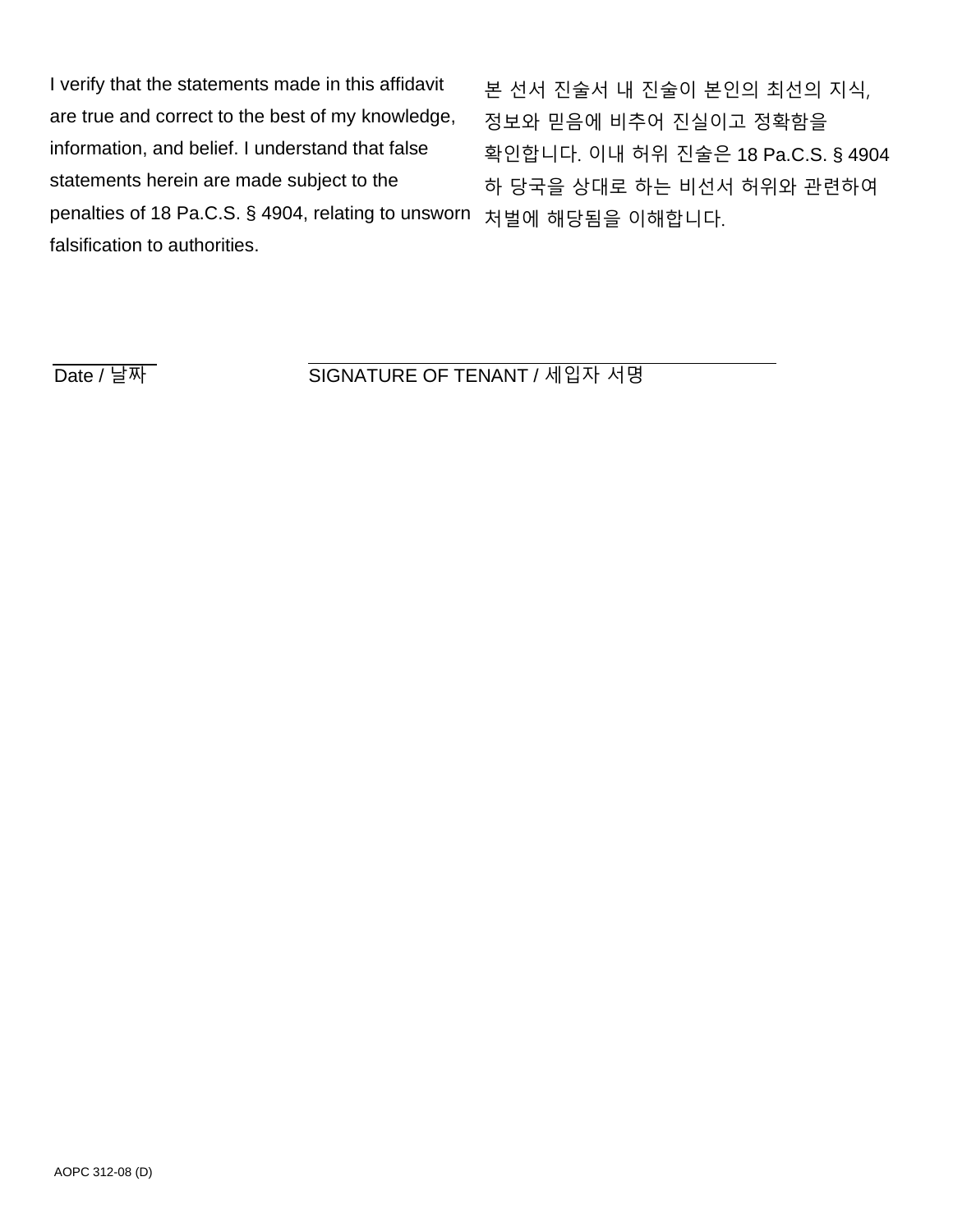I verify that the statements made in this affidavit are true and correct to the best of my knowledge, information, and belief. I understand that false statements herein are made subject to the penalties of 18 Pa.C.S. § 4904, relating to unsworn falsification to authorities.

본 선서 진술서 내 진술이 본인의 최선의 지식, 정보와 믿음에 비추어 진실이고 정확함을 확인합니다. 이내 허위 진술은 18 Pa.C.S. § 4904 하 당국을 상대로 하는 비선서 허위와 관련하여 처벌에 해당됨을 이해합니다.

\_\_\_\_\_\_\_\_\_\_\_\_
Date / 날짜

\_\_\_\_\_\_\_\_\_\_\_\_\_\_\_\_\_\_\_\_\_\_\_\_\_\_\_\_\_\_\_\_\_\_\_\_\_\_\_\_
SIGNATURE OF TENANT / 세입자 서명

AOPC 312-08 (D)